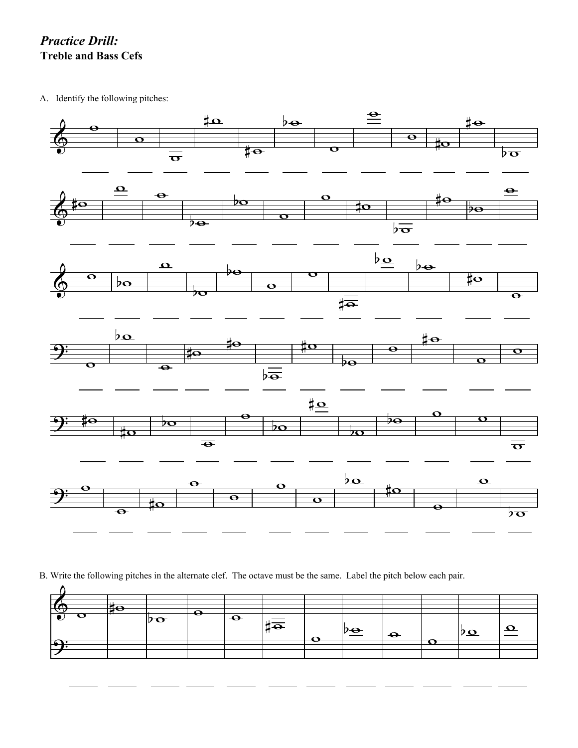*Practice Drill:*
**Treble and Bass Cefs**

A. Identify the following pitches:

B. Write the following pitches in the alternate clef. The octave must be the same. Label the pitch below each pair.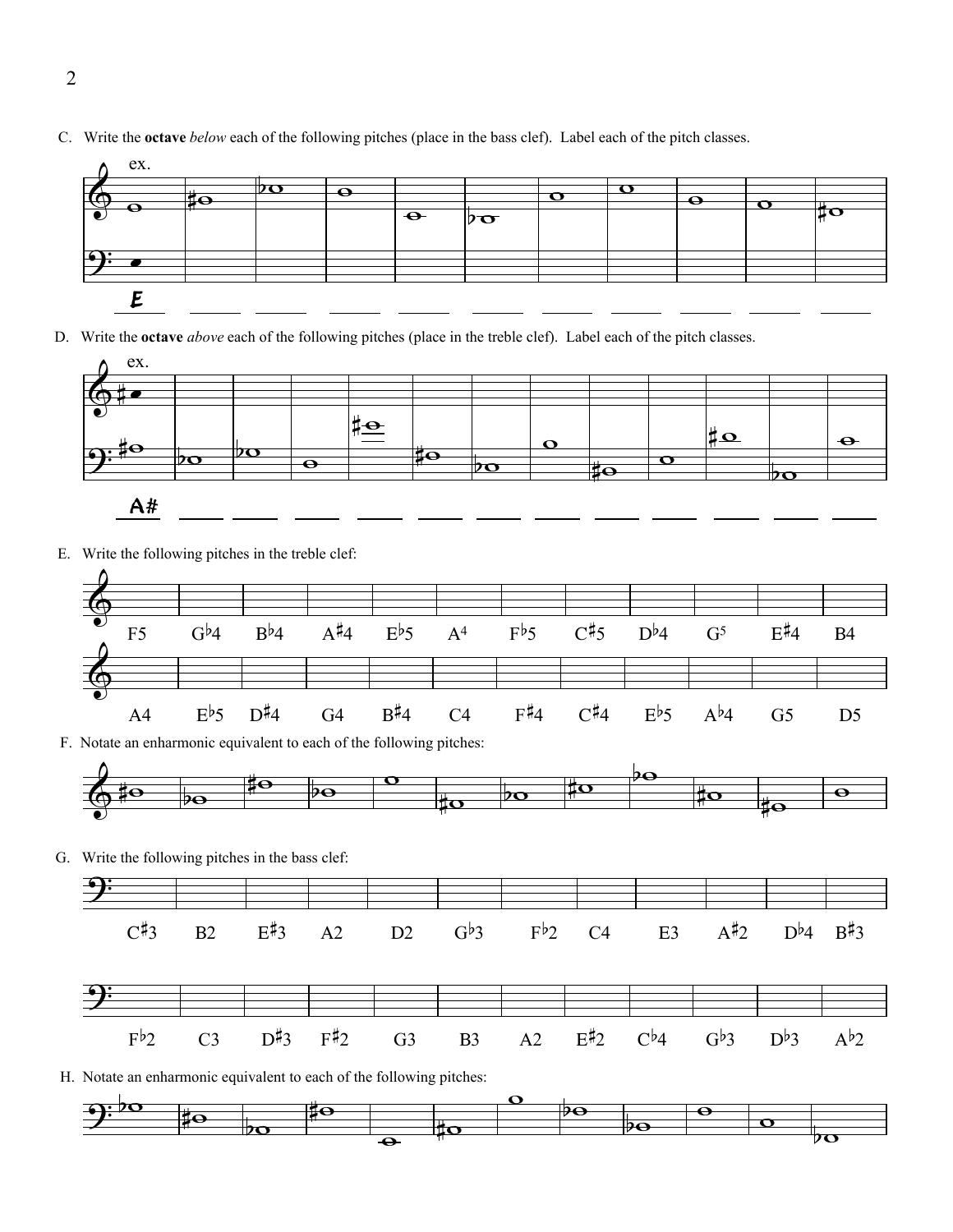C. Write the **octave** *below* each of the following pitches (place in the bass clef). Label each of the pitch classes.

ex.

E

D. Write the **octave** *above* each of the following pitches (place in the treble clef). Label each of the pitch classes.

ex.

A#

E. Write the following pitches in the treble clef:

F5 G♭4 B♭4 A♯4 E♭5 A4 F♭5 C♯5 D♭4 G5 E♯4 B4

A4 E♭5 D♯4 G4 B♯4 C4 F♯4 C♯4 E♭5 A♭4 G5 D5

F. Notate an enharmonic equivalent to each of the following pitches:

G. Write the following pitches in the bass clef:

C♯3 B2 E♯3 A2 D2 G♭3 F♭2 C4 E3 A♯2 D♭4 B♯3

F♭2 C3 D♯3 F♯2 G3 B3 A2 E♯2 C♭4 G♭3 D♭3 A♭2

H. Notate an enharmonic equivalent to each of the following pitches: